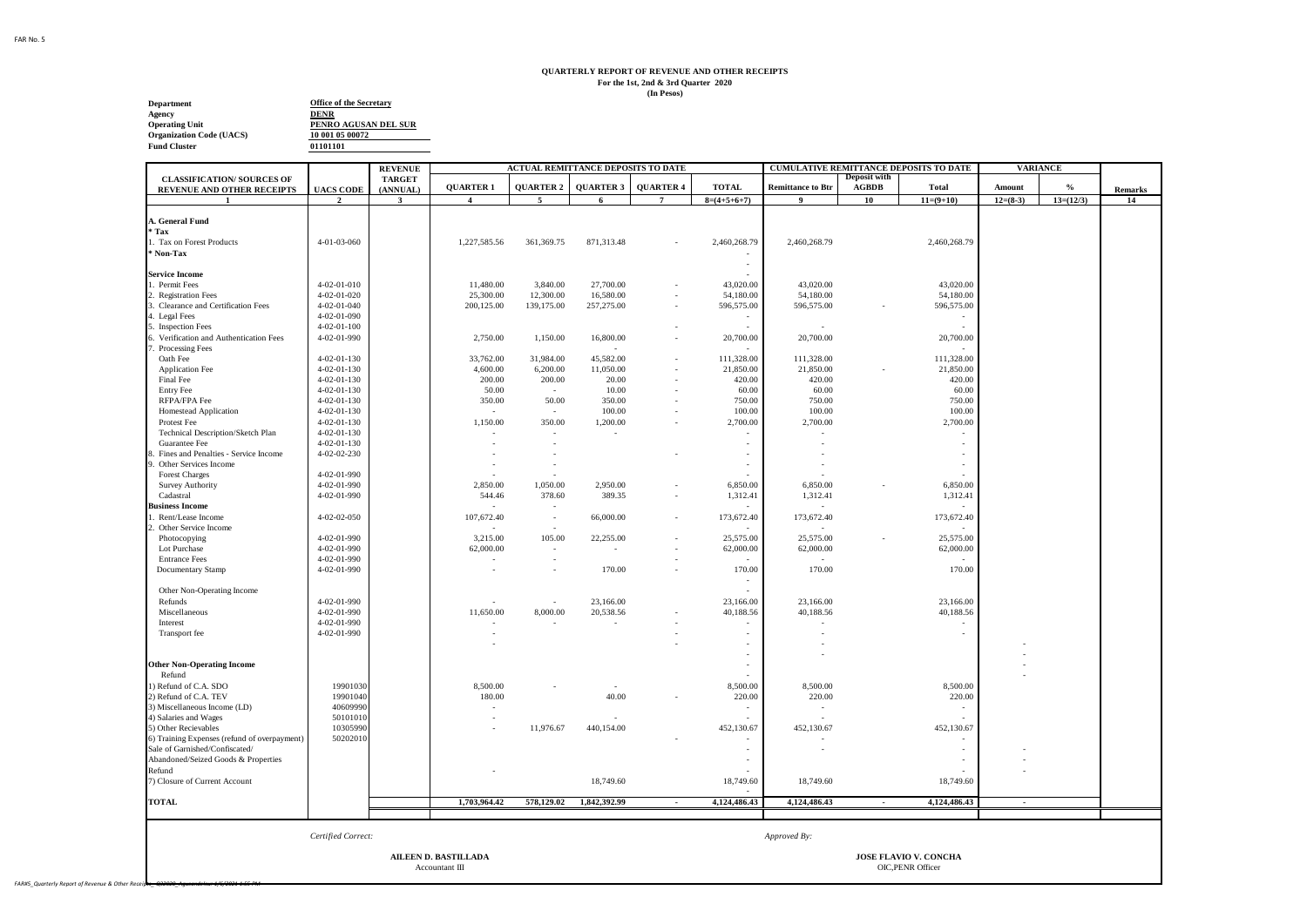FAR No. 5

**QUARTERLY REPORT OF REVENUE AND OTHER RECEIPTS**
**For the 1st, 2nd & 3rd Quarter 2020**
**(In Pesos)**

**Department** Office of the Secretary
**Agency** DENR
**Operating Unit** PENRO AGUSAN DEL SUR
**Organization Code (UACS)** 10 001 05 00072
**Fund Cluster** 01101101

| CLASSIFICATION/ SOURCES OF REVENUE AND OTHER RECEIPTS | UACS CODE | REVENUE TARGET (ANNUAL) | ACTUAL REMITTANCE DEPOSITS TO DATE | | | | | CUMULATIVE REMITTANCE DEPOSITS TO DATE | | | VARIANCE | | Remarks |
|---|---|---|---|---|---|---|---|---|---|---|---|---|---|
| | | | QUARTER 1 | QUARTER 2 | QUARTER 3 | QUARTER 4 | TOTAL | Remittance to Btr | Deposit with AGBDB | Total | Amount | % | |
| 1 | 2 | 3 | 4 | 5 | 6 | 7 | 8=(4+5+6+7) | 9 | 10 | 11=(9+10) | 12=(8-3) | 13=(12/3) | 14 |
| **A. General Fund** | | | | | | | | | | | | | |
| **\* Tax** | | | | | | | | | | | | | |
| 1. Tax on Forest Products | 4-01-03-060 | | 1,227,585.56 | 361,369.75 | 871,313.48 | - | 2,460,268.79 | 2,460,268.79 | | 2,460,268.79 | | | |
| **\* Non-Tax** | | | | | | | - | | | | | | |
| | | | | | | | - | | | | | | |
| **Service Income** | | | | | | | - | | | | | | |
| 1. Permit Fees | 4-02-01-010 | | 11,480.00 | 3,840.00 | 27,700.00 | - | 43,020.00 | 43,020.00 | | 43,020.00 | | | |
| 2. Registration Fees | 4-02-01-020 | | 25,300.00 | 12,300.00 | 16,580.00 | - | 54,180.00 | 54,180.00 | | 54,180.00 | | | |
| 3. Clearance and Certification Fees | 4-02-01-040 | | 200,125.00 | 139,175.00 | 257,275.00 | - | 596,575.00 | 596,575.00 | - | 596,575.00 | | | |
| 4. Legal Fees | 4-02-01-090 | | | | | | - | | | - | | | |
| 5. Inspection Fees | 4-02-01-100 | | | | | - | - | - | | - | | | |
| 6. Verification and Authentication Fees | 4-02-01-990 | | 2,750.00 | 1,150.00 | 16,800.00 | - | 20,700.00 | 20,700.00 | | 20,700.00 | | | |
| 7. Processing Fees | | | | | - | | - | | | - | | | |
| Oath Fee | 4-02-01-130 | | 33,762.00 | 31,984.00 | 45,582.00 | - | 111,328.00 | 111,328.00 | | 111,328.00 | | | |
| Application Fee | 4-02-01-130 | | 4,600.00 | 6,200.00 | 11,050.00 | - | 21,850.00 | 21,850.00 | - | 21,850.00 | | | |
| Final Fee | 4-02-01-130 | | 200.00 | 200.00 | 20.00 | - | 420.00 | 420.00 | | 420.00 | | | |
| Entry Fee | 4-02-01-130 | | 50.00 | - | 10.00 | - | 60.00 | 60.00 | | 60.00 | | | |
| RFPA/FPA Fee | 4-02-01-130 | | 350.00 | 50.00 | 350.00 | - | 750.00 | 750.00 | | 750.00 | | | |
| Homestead Application | 4-02-01-130 | | - | - | 100.00 | - | 100.00 | 100.00 | | 100.00 | | | |
| Protest Fee | 4-02-01-130 | | 1,150.00 | 350.00 | 1,200.00 | - | 2,700.00 | 2,700.00 | | 2,700.00 | | | |
| Technical Description/Sketch Plan | 4-02-01-130 | | - | - | - | | - | - | | - | | | |
| Guarantee Fee | 4-02-01-130 | | - | - | | | - | - | | - | | | |
| 8. Fines and Penalties - Service Income | 4-02-02-230 | | - | - | | - | - | - | | - | | | |
| 9. Other Services Income | | | - | - | | | - | - | | - | | | |
| Forest Charges | 4-02-01-990 | | - | - | | | - | - | | - | | | |
| Survey Authority | 4-02-01-990 | | 2,850.00 | 1,050.00 | 2,950.00 | - | 6,850.00 | 6,850.00 | - | 6,850.00 | | | |
| Cadastral | 4-02-01-990 | | 544.46 | 378.60 | 389.35 | - | 1,312.41 | 1,312.41 | | 1,312.41 | | | |
| **Business Income** | | | - | - | | | - | - | | - | | | |
| 1. Rent/Lease Income | 4-02-02-050 | | 107,672.40 | - | 66,000.00 | - | 173,672.40 | 173,672.40 | | 173,672.40 | | | |
| 2. Other Service Income | | | - | - | | | - | - | | - | | | |
| Photocopying | 4-02-01-990 | | 3,215.00 | 105.00 | 22,255.00 | - | 25,575.00 | 25,575.00 | - | 25,575.00 | | | |
| Lot Purchase | 4-02-01-990 | | 62,000.00 | - | - | - | 62,000.00 | 62,000.00 | | 62,000.00 | | | |
| Entrance Fees | 4-02-01-990 | | - | - | | - | - | - | | - | | | |
| Documentary Stamp | 4-02-01-990 | | - | - | 170.00 | - | 170.00 | 170.00 | | 170.00 | | | |
| | | | | | | | - | | | | | | |
| Other Non-Operating Income | | | | | | | - | | | | | | |
| Refunds | 4-02-01-990 | | - | - | 23,166.00 | | 23,166.00 | 23,166.00 | | 23,166.00 | | | |
| Miscellaneous | 4-02-01-990 | | 11,650.00 | 8,000.00 | 20,538.56 | - | 40,188.56 | 40,188.56 | | 40,188.56 | | | |
| Interest | 4-02-01-990 | | - | - | - | - | - | - | | - | | | |
| Transport fee | 4-02-01-990 | | - | | | - | - | - | | - | | | |
| | | | - | | | - | - | - | | | - | | |
| | | | | | | | - | - | | | - | | |
| **Other Non-Operating Income** | | | | | | | - | | | | - | | |
| Refund | | | | | | | - | | | | - | | |
| 1) Refund of C.A. SDO | 19901030 | | 8,500.00 | - | - | | 8,500.00 | 8,500.00 | | 8,500.00 | | | |
| 2) Refund of C.A. TEV | 19901040 | | 180.00 | | 40.00 | - | 220.00 | 220.00 | | 220.00 | | | |
| 3) Miscellaneous Income (LD) | 40609990 | | - | | | | - | - | | - | | | |
| 4) Salaries and Wages | 50101010 | | - | | - | | - | - | | - | | | |
| 5) Other Recievables | 10305990 | | - | 11,976.67 | 440,154.00 | | 452,130.67 | 452,130.67 | | 452,130.67 | | | |
| 6) Training Expenses (refund of overpayment) | 50202010 | | | | | - | - | - | | - | | | |
| Sale of Garnished/Confiscated/ | | | | | | | - | - | | - | - | | |
| Abandoned/Seized Goods & Properties | | | | | | | - | | | - | - | | |
| Refund | | | - | | | | - | | | - | - | | |
| 7) Closure of Current Account | | | | | 18,749.60 | | 18,749.60 | 18,749.60 | | 18,749.60 | | | |
| | | | | | | | - | | | | | | |
| **TOTAL** | | | **1,703,964.42** | **578,129.02** | **1,842,392.99** | **-** | **4,124,486.43** | **4,124,486.43** | **-** | **4,124,486.43** | **-** | | |

*Certified Correct:*

**AILEEN D. BASTILLADA**
Accountant III

*Approved By:*

**JOSE FLAVIO V. CONCHA**
OIC,PENR Officer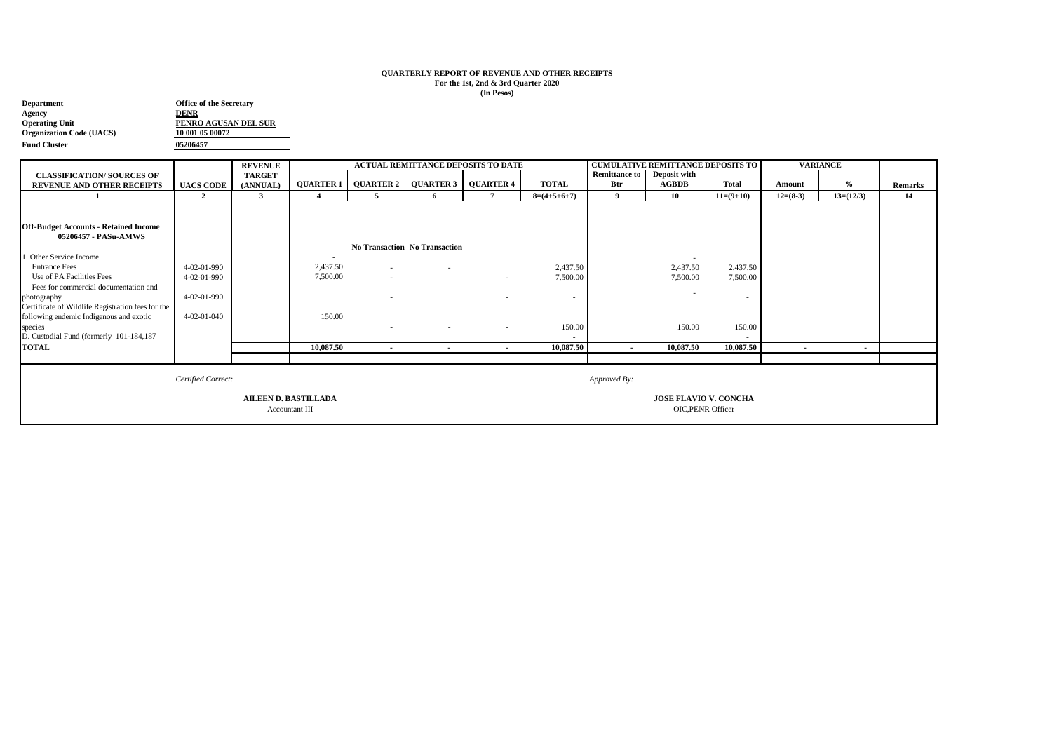**QUARTERLY REPORT OF REVENUE AND OTHER RECEIPTS**
**For the 1st, 2nd & 3rd Quarter 2020**
**(In Pesos)**

| | |
|---|---|
| **Department** | **Office of the Secretary** |
| **Agency** | **DENR** |
| **Operating Unit** | **PENRO AGUSAN DEL SUR** |
| **Organization Code (UACS)** | **10 001 05 00072** |
| **Fund Cluster** | **05206457** |

| CLASSIFICATION/ SOURCES OF REVENUE AND OTHER RECEIPTS | UACS CODE | REVENUE TARGET (ANNUAL) | ACTUAL REMITTANCE DEPOSITS TO DATE | | | | | CUMULATIVE REMITTANCE DEPOSITS TO | | | VARIANCE | | Remarks |
|---|---|---|---|---|---|---|---|---|---|---|---|---|---|
| | | | QUARTER 1 | QUARTER 2 | QUARTER 3 | QUARTER 4 | TOTAL | Remittance to Btr | Deposit with AGBDB | Total | Amount | % | |
| 1 | 2 | 3 | 4 | 5 | 6 | 7 | 8=(4+5+6+7) | 9 | 10 | 11=(9+10) | 12=(8-3) | 13=(12/3) | 14 |
| **Off-Budget Accounts - Retained Income 05206457 - PASu-AMWS** | | | | No Transaction | No Transaction | | | | | | | | |
| 1. Other Service Income | | | - | | | | | | - | | | | |
| Entrance Fees | 4-02-01-990 | | 2,437.50 | - | - | | 2,437.50 | | 2,437.50 | 2,437.50 | | | |
| Use of PA Facilities Fees | 4-02-01-990 | | 7,500.00 | - | | - | 7,500.00 | | 7,500.00 | 7,500.00 | | | |
| Fees for commercial documentation and photography | 4-02-01-990 | | | - | | - | - | | - | - | | | |
| Certificate of Wildlife Registration fees for the following endemic Indigenous and exotic species | 4-02-01-040 | | 150.00 | - | - | - | 150.00 | | 150.00 | 150.00 | | | |
| D. Custodial Fund (formerly 101-184,187 | | | | | | | - | | | - | | | |
| **TOTAL** | | | **10,087.50** | - | - | - | **10,087.50** | - | **10,087.50** | **10,087.50** | - | - | |

*Certified Correct:*

**AILEEN D. BASTILLADA**
Accountant III

*Approved By:*

**JOSE FLAVIO V. CONCHA**
OIC,PENR Officer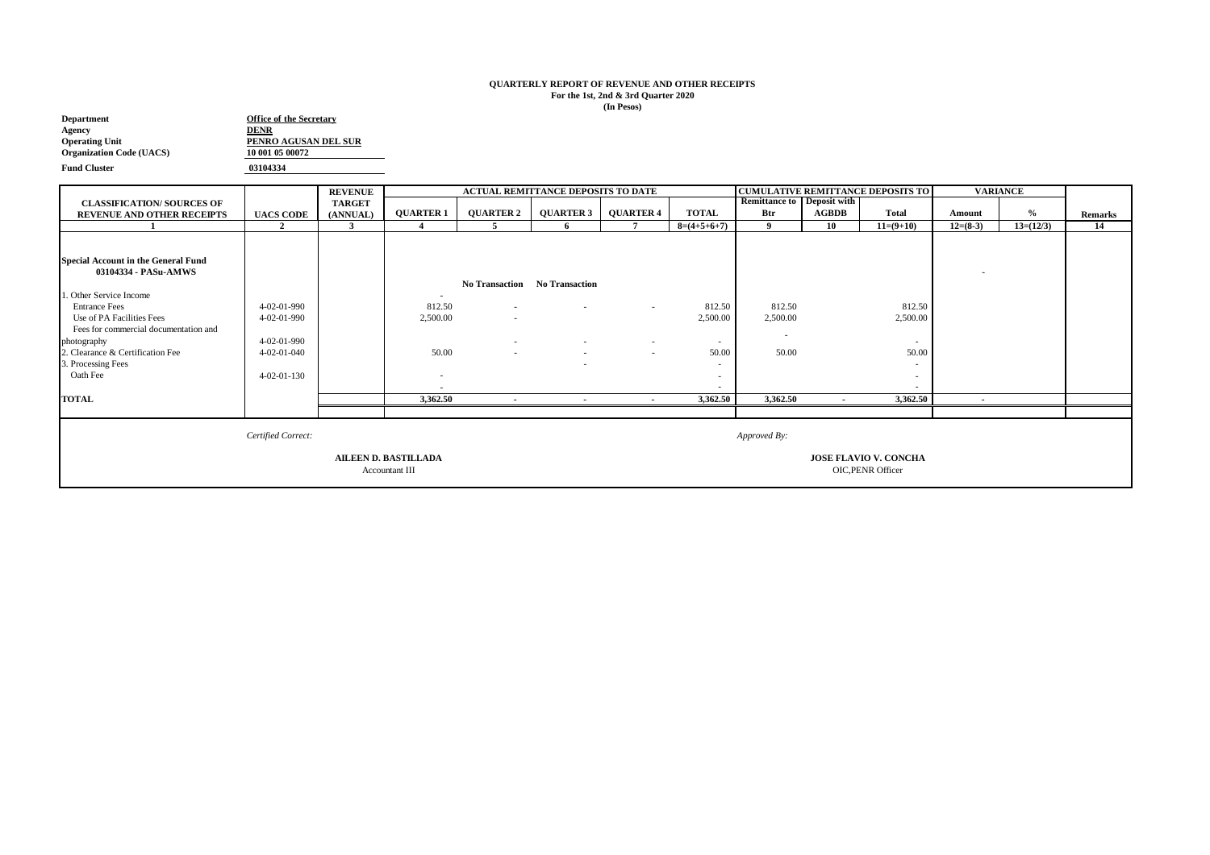**QUARTERLY REPORT OF REVENUE AND OTHER RECEIPTS**
**For the 1st, 2nd & 3rd Quarter 2020**
**(In Pesos)**

**Department** — **Office of the Secretary**
**Agency** — **DENR**
**Operating Unit** — **PENRO AGUSAN DEL SUR**
**Organization Code (UACS)** — **10 001 05 00072**
**Fund Cluster** — **03104334**

| CLASSIFICATION/ SOURCES OF REVENUE AND OTHER RECEIPTS | UACS CODE | REVENUE TARGET (ANNUAL) | ACTUAL REMITTANCE DEPOSITS TO DATE | | | | | CUMULATIVE REMITTANCE DEPOSITS TO | | | VARIANCE | | Remarks |
|---|---|---|---|---|---|---|---|---|---|---|---|---|---|
| | | | QUARTER 1 | QUARTER 2 | QUARTER 3 | QUARTER 4 | TOTAL | Remittance to Btr | Deposit with AGBDB | Total | Amount | % | |
| 1 | 2 | 3 | 4 | 5 | 6 | 7 | 8=(4+5+6+7) | 9 | 10 | 11=(9+10) | 12=(8-3) | 13=(12/3) | 14 |
| **Special Account in the General Fund 03104334 - PASu-AMWS** | | | | No Transaction | No Transaction | | | | | | - | | |
| 1. Other Service Income | | | - | | | | | | | | | | |
| Entrance Fees | 4-02-01-990 | | 812.50 | - | - | - | 812.50 | 812.50 | | 812.50 | | | |
| Use of PA Facilities Fees | 4-02-01-990 | | 2,500.00 | - | | | 2,500.00 | 2,500.00 | | 2,500.00 | | | |
| Fees for commercial documentation and photography | 4-02-01-990 | | | - | - | - | - | - | | - | | | |
| 2. Clearance & Certification Fee | 4-02-01-040 | | 50.00 | - | - | - | 50.00 | 50.00 | | 50.00 | | | |
| 3. Processing Fees | | | | | - | | - | | | - | | | |
| Oath Fee | 4-02-01-130 | | - | | | | - | | | - | | | |
| | | | - | | | | - | | | - | | | |
| **TOTAL** | | | **3,362.50** | **-** | **-** | **-** | **3,362.50** | **3,362.50** | **-** | **3,362.50** | **-** | | |

*Certified Correct:*

**AILEEN D. BASTILLADA**
Accountant III

*Approved By:*

**JOSE FLAVIO V. CONCHA**
OIC,PENR Officer